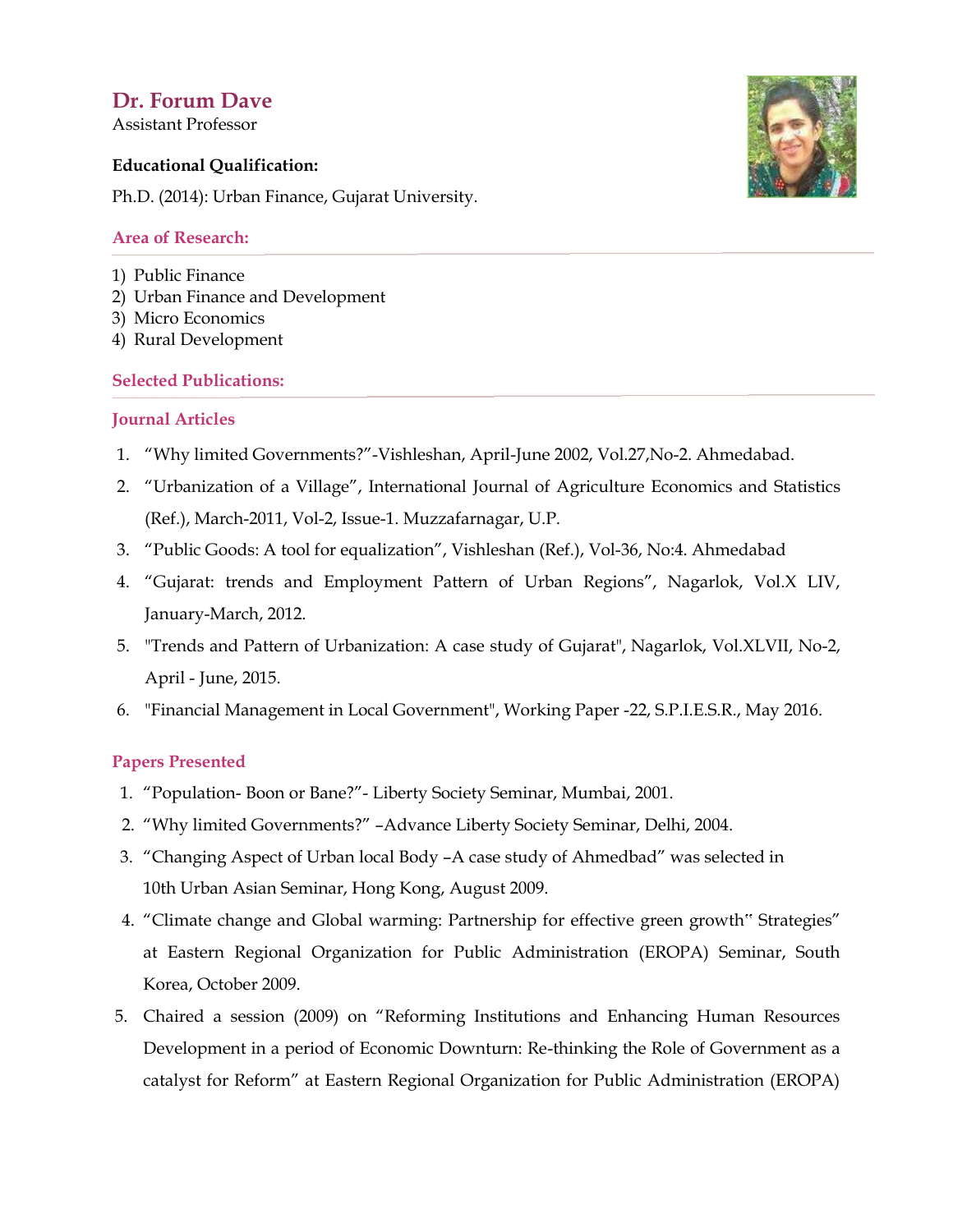# Dr. Forum Dave

Assistant Professor

**Educational Qualification:**

Ph.D. (2014): Urban Finance, Gujarat University.

## Area of Research:

1) Public Finance
2) Urban Finance and Development
3) Micro Economics
4) Rural Development

## Selected Publications:

### Journal Articles

1. "Why limited Governments?"-Vishleshan, April-June 2002, Vol.27,No-2. Ahmedabad.
2. "Urbanization of a Village", International Journal of Agriculture Economics and Statistics (Ref.), March-2011, Vol-2, Issue-1. Muzzafarnagar, U.P.
3. "Public Goods: A tool for equalization", Vishleshan (Ref.), Vol-36, No:4. Ahmedabad
4. "Gujarat: trends and Employment Pattern of Urban Regions", Nagarlok, Vol.X LIV, January-March, 2012.
5. "Trends and Pattern of Urbanization: A case study of Gujarat", Nagarlok, Vol.XLVII, No-2, April - June, 2015.
6. "Financial Management in Local Government", Working Paper -22, S.P.I.E.S.R., May 2016.

### Papers Presented

1. "Population- Boon or Bane?"- Liberty Society Seminar, Mumbai, 2001.
2. "Why limited Governments?" –Advance Liberty Society Seminar, Delhi, 2004.
3. "Changing Aspect of Urban local Body –A case study of Ahmedbad" was selected in 10th Urban Asian Seminar, Hong Kong, August 2009.
4. "Climate change and Global warming: Partnership for effective green growth" Strategies" at Eastern Regional Organization for Public Administration (EROPA) Seminar, South Korea, October 2009.
5. Chaired a session (2009) on "Reforming Institutions and Enhancing Human Resources Development in a period of Economic Downturn: Re-thinking the Role of Government as a catalyst for Reform" at Eastern Regional Organization for Public Administration (EROPA)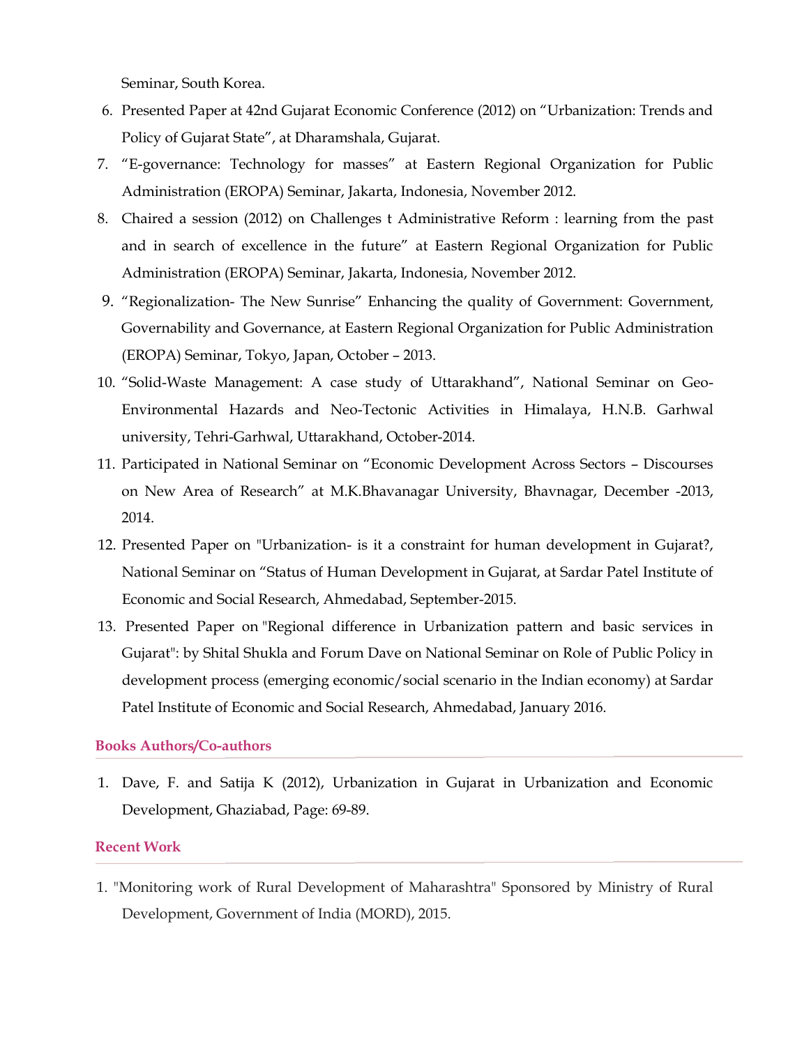Seminar, South Korea.

6. Presented Paper at 42nd Gujarat Economic Conference (2012) on "Urbanization: Trends and Policy of Gujarat State", at Dharamshala, Gujarat.
7. "E-governance: Technology for masses" at Eastern Regional Organization for Public Administration (EROPA) Seminar, Jakarta, Indonesia, November 2012.
8. Chaired a session (2012) on Challenges t Administrative Reform : learning from the past and in search of excellence in the future" at Eastern Regional Organization for Public Administration (EROPA) Seminar, Jakarta, Indonesia, November 2012.
9. "Regionalization- The New Sunrise" Enhancing the quality of Government: Government, Governability and Governance, at Eastern Regional Organization for Public Administration (EROPA) Seminar, Tokyo, Japan, October – 2013.
10. "Solid-Waste Management: A case study of Uttarakhand", National Seminar on Geo-Environmental Hazards and Neo-Tectonic Activities in Himalaya, H.N.B. Garhwal university, Tehri-Garhwal, Uttarakhand, October-2014.
11. Participated in National Seminar on "Economic Development Across Sectors – Discourses on New Area of Research" at M.K.Bhavanagar University, Bhavnagar, December -2013, 2014.
12. Presented Paper on "Urbanization- is it a constraint for human development in Gujarat?, National Seminar on "Status of Human Development in Gujarat, at Sardar Patel Institute of Economic and Social Research, Ahmedabad, September-2015.
13. Presented Paper on "Regional difference in Urbanization pattern and basic services in Gujarat": by Shital Shukla and Forum Dave on National Seminar on Role of Public Policy in development process (emerging economic/social scenario in the Indian economy) at Sardar Patel Institute of Economic and Social Research, Ahmedabad, January 2016.

## Books Authors/Co-authors

1. Dave, F. and Satija K (2012), Urbanization in Gujarat in Urbanization and Economic Development, Ghaziabad, Page: 69-89.

## Recent Work

1. "Monitoring work of Rural Development of Maharashtra" Sponsored by Ministry of Rural Development, Government of India (MORD), 2015.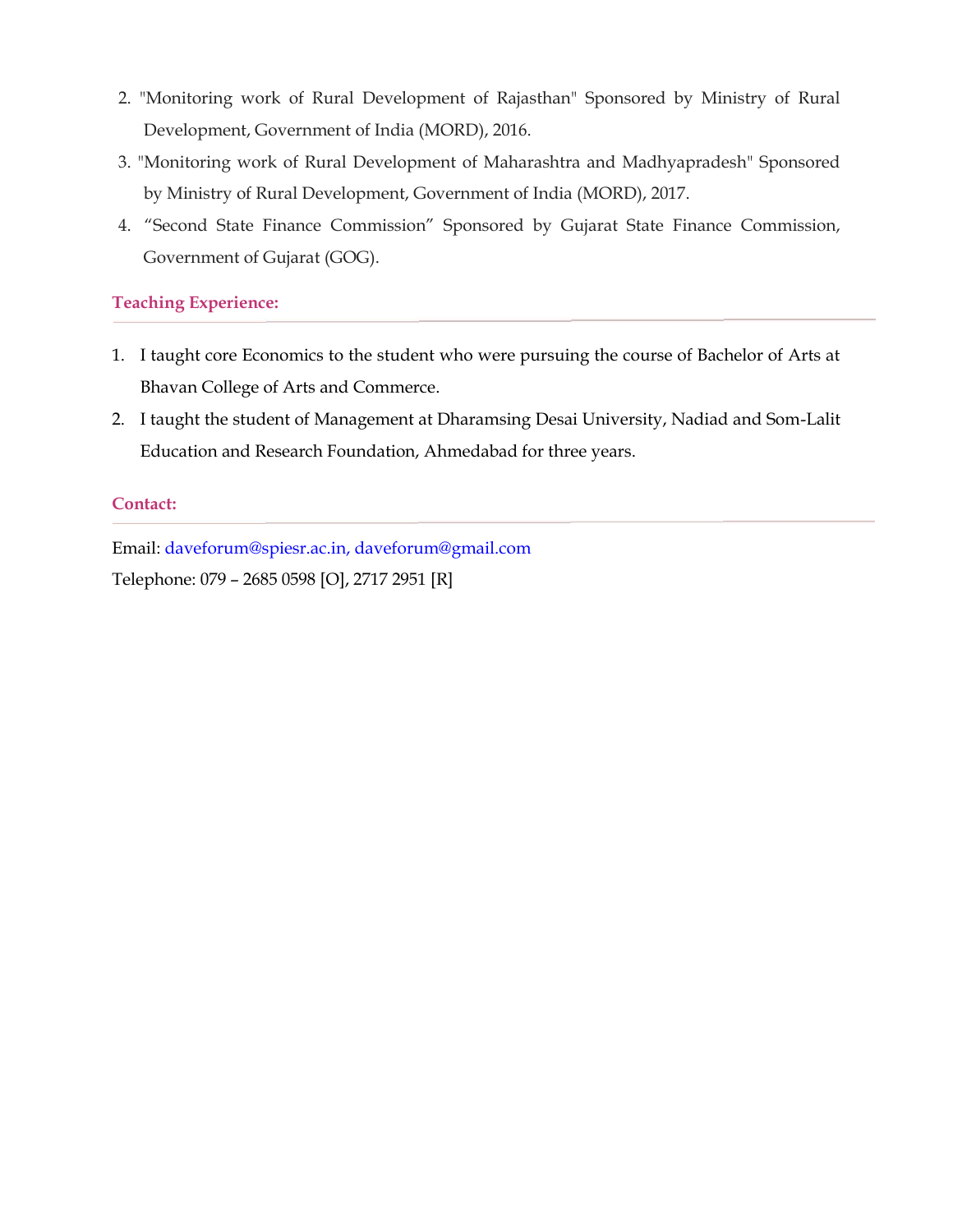2. "Monitoring work of Rural Development of Rajasthan" Sponsored by Ministry of Rural Development, Government of India (MORD), 2016.
3. "Monitoring work of Rural Development of Maharashtra and Madhyapradesh" Sponsored by Ministry of Rural Development, Government of India (MORD), 2017.
4. "Second State Finance Commission" Sponsored by Gujarat State Finance Commission, Government of Gujarat (GOG).

## Teaching Experience:

1. I taught core Economics to the student who were pursuing the course of Bachelor of Arts at Bhavan College of Arts and Commerce.
2. I taught the student of Management at Dharamsing Desai University, Nadiad and Som-Lalit Education and Research Foundation, Ahmedabad for three years.

## Contact:

Email: daveforum@spiesr.ac.in, daveforum@gmail.com

Telephone: 079 – 2685 0598 [O], 2717 2951 [R]